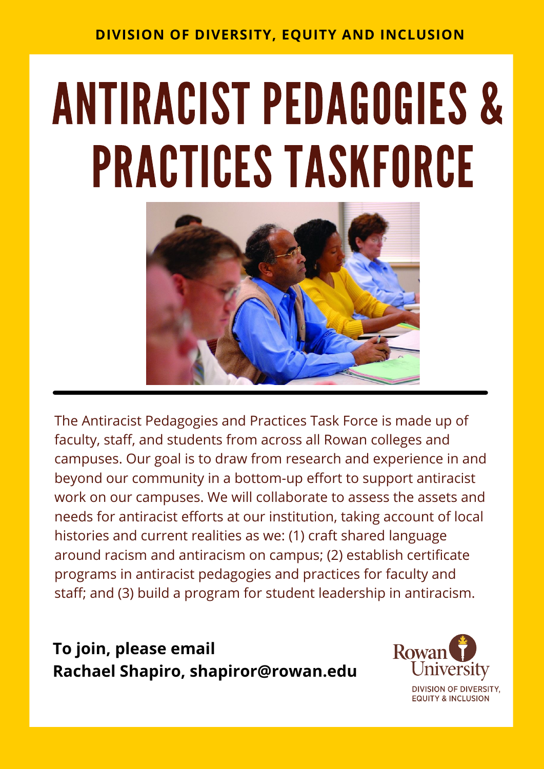DIVISION OF DIVERSITY, EQUITY AND INCLUSION

# ANTIRACIST PEDAGOGIES & PRACTICES TASKFORCE

The Antiracist Pedagogies and Practices Task Force is made up of faculty, staff, and students from across all Rowan colleges and campuses. Our goal is to draw from research and experience in and beyond our community in a bottom-up effort to support antiracist work on our campuses. We will collaborate to assess the assets and needs for antiracist efforts at our institution, taking account of local histories and current realities as we: (1) craft shared language around racism and antiracism on campus; (2) establish certificate programs in antiracist pedagogies and practices for faculty and staff; and (3) build a program for student leadership in antiracism.

**To join, please email**
**Rachael Shapiro, shapiror@rowan.edu**

Rowan University
DIVISION OF DIVERSITY, EQUITY & INCLUSION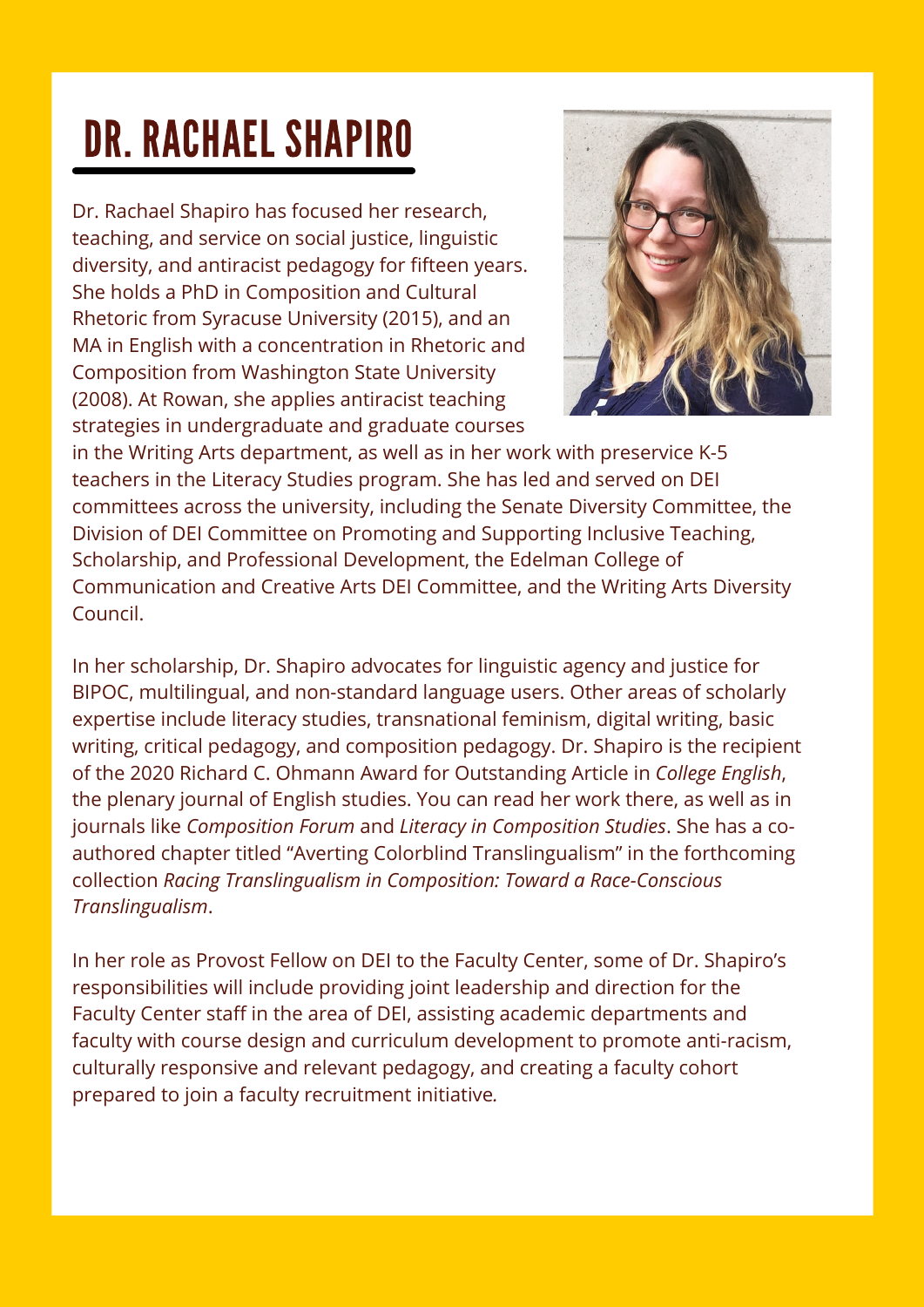# DR. RACHAEL SHAPIRO

Dr. Rachael Shapiro has focused her research, teaching, and service on social justice, linguistic diversity, and antiracist pedagogy for fifteen years. She holds a PhD in Composition and Cultural Rhetoric from Syracuse University (2015), and an MA in English with a concentration in Rhetoric and Composition from Washington State University (2008). At Rowan, she applies antiracist teaching strategies in undergraduate and graduate courses in the Writing Arts department, as well as in her work with preservice K-5 teachers in the Literacy Studies program. She has led and served on DEI committees across the university, including the Senate Diversity Committee, the Division of DEI Committee on Promoting and Supporting Inclusive Teaching, Scholarship, and Professional Development, the Edelman College of Communication and Creative Arts DEI Committee, and the Writing Arts Diversity Council.

In her scholarship, Dr. Shapiro advocates for linguistic agency and justice for BIPOC, multilingual, and non-standard language users. Other areas of scholarly expertise include literacy studies, transnational feminism, digital writing, basic writing, critical pedagogy, and composition pedagogy. Dr. Shapiro is the recipient of the 2020 Richard C. Ohmann Award for Outstanding Article in *College English*, the plenary journal of English studies. You can read her work there, as well as in journals like *Composition Forum* and *Literacy in Composition Studies*. She has a co-authored chapter titled "Averting Colorblind Translingualism" in the forthcoming collection *Racing Translingualism in Composition: Toward a Race-Conscious Translingualism*.

In her role as Provost Fellow on DEI to the Faculty Center, some of Dr. Shapiro's responsibilities will include providing joint leadership and direction for the Faculty Center staff in the area of DEI, assisting academic departments and faculty with course design and curriculum development to promote anti-racism, culturally responsive and relevant pedagogy, and creating a faculty cohort prepared to join a faculty recruitment initiative.